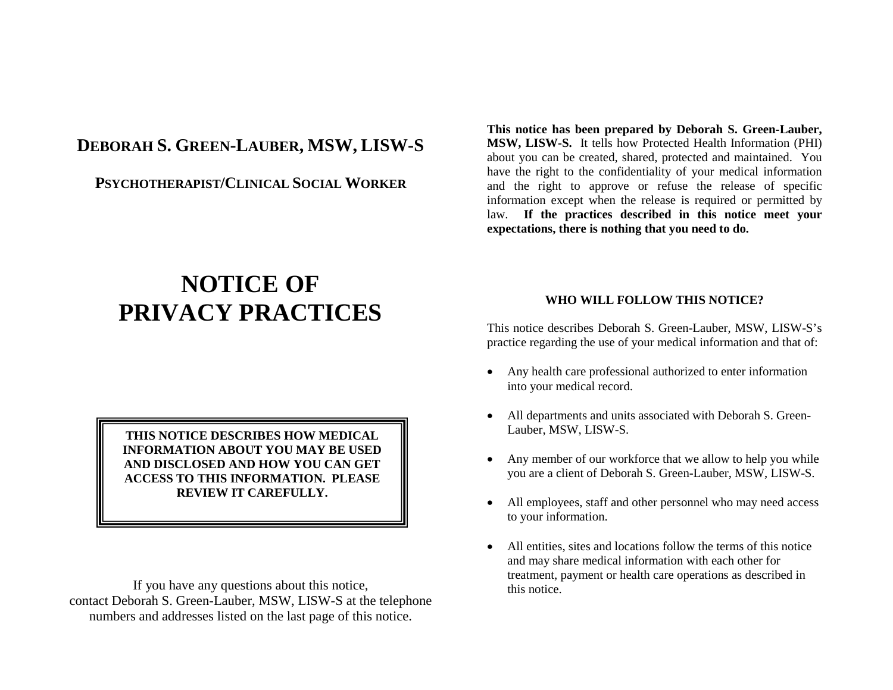# DEBORAH S. GREEN-LAUBER, MSW, LISW-S

## PSYCHOTHERAPIST/CLINICAL SOCIAL WORKER

# NOTICE OF PRIVACY PRACTICES

**THIS NOTICE DESCRIBES HOW MEDICAL INFORMATION ABOUT YOU MAY BE USED AND DISCLOSED AND HOW YOU CAN GET ACCESS TO THIS INFORMATION. PLEASE REVIEW IT CAREFULLY.**

If you have any questions about this notice, contact Deborah S. Green-Lauber, MSW, LISW-S at the telephone numbers and addresses listed on the last page of this notice.

**This notice has been prepared by Deborah S. Green-Lauber, MSW, LISW-S.** It tells how Protected Health Information (PHI) about you can be created, shared, protected and maintained. You have the right to the confidentiality of your medical information and the right to approve or refuse the release of specific information except when the release is required or permitted by law. **If the practices described in this notice meet your expectations, there is nothing that you need to do.**

### WHO WILL FOLLOW THIS NOTICE?

This notice describes Deborah S. Green-Lauber, MSW, LISW-S's practice regarding the use of your medical information and that of:

- Any health care professional authorized to enter information into your medical record.
- All departments and units associated with Deborah S. Green-Lauber, MSW, LISW-S.
- Any member of our workforce that we allow to help you while you are a client of Deborah S. Green-Lauber, MSW, LISW-S.
- All employees, staff and other personnel who may need access to your information.
- All entities, sites and locations follow the terms of this notice and may share medical information with each other for treatment, payment or health care operations as described in this notice.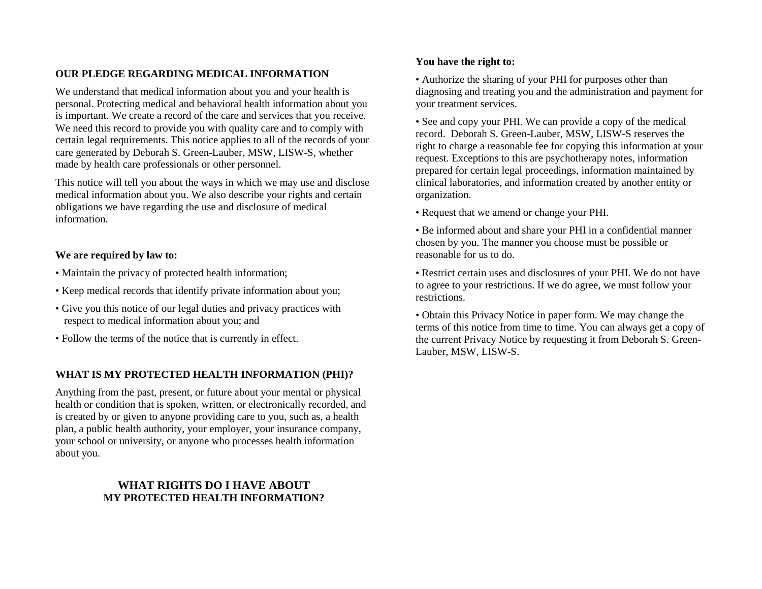## OUR PLEDGE REGARDING MEDICAL INFORMATION

We understand that medical information about you and your health is personal. Protecting medical and behavioral health information about you is important. We create a record of the care and services that you receive. We need this record to provide you with quality care and to comply with certain legal requirements. This notice applies to all of the records of your care generated by Deborah S. Green-Lauber, MSW, LISW-S, whether made by health care professionals or other personnel.

This notice will tell you about the ways in which we may use and disclose medical information about you. We also describe your rights and certain obligations we have regarding the use and disclosure of medical information.

**We are required by law to:**

- Maintain the privacy of protected health information;
- Keep medical records that identify private information about you;
- Give you this notice of our legal duties and privacy practices with respect to medical information about you; and
- Follow the terms of the notice that is currently in effect.

## WHAT IS MY PROTECTED HEALTH INFORMATION (PHI)?

Anything from the past, present, or future about your mental or physical health or condition that is spoken, written, or electronically recorded, and is created by or given to anyone providing care to you, such as, a health plan, a public health authority, your employer, your insurance company, your school or university, or anyone who processes health information about you.

## WHAT RIGHTS DO I HAVE ABOUT MY PROTECTED HEALTH INFORMATION?

**You have the right to:**

- Authorize the sharing of your PHI for purposes other than diagnosing and treating you and the administration and payment for your treatment services.
- See and copy your PHI. We can provide a copy of the medical record. Deborah S. Green-Lauber, MSW, LISW-S reserves the right to charge a reasonable fee for copying this information at your request. Exceptions to this are psychotherapy notes, information prepared for certain legal proceedings, information maintained by clinical laboratories, and information created by another entity or organization.
- Request that we amend or change your PHI.
- Be informed about and share your PHI in a confidential manner chosen by you. The manner you choose must be possible or reasonable for us to do.
- Restrict certain uses and disclosures of your PHI. We do not have to agree to your restrictions. If we do agree, we must follow your restrictions.
- Obtain this Privacy Notice in paper form. We may change the terms of this notice from time to time. You can always get a copy of the current Privacy Notice by requesting it from Deborah S. Green-Lauber, MSW, LISW-S.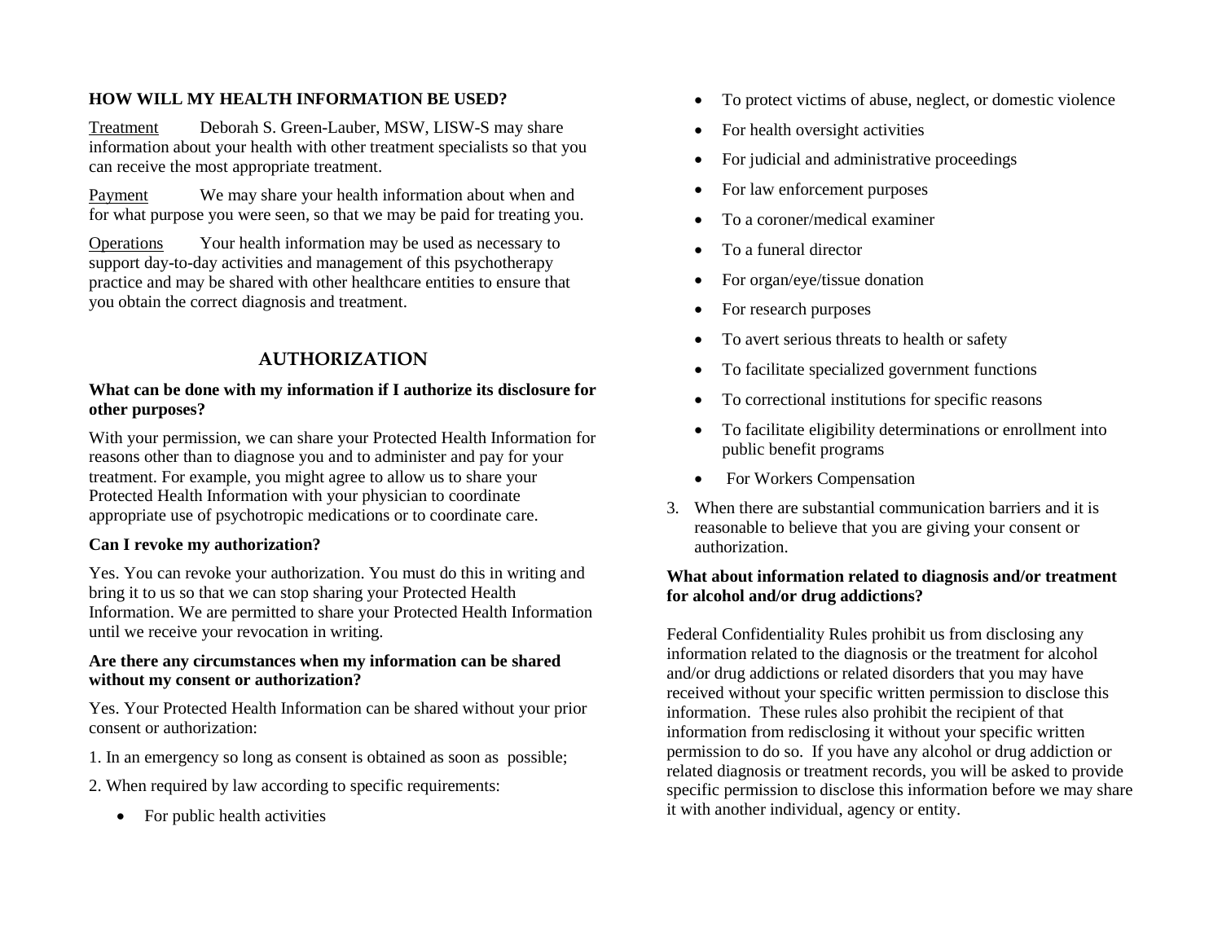**HOW WILL MY HEALTH INFORMATION BE USED?**

Treatment Deborah S. Green-Lauber, MSW, LISW-S may share information about your health with other treatment specialists so that you can receive the most appropriate treatment.

Payment We may share your health information about when and for what purpose you were seen, so that we may be paid for treating you.

Operations Your health information may be used as necessary to support day-to-day activities and management of this psychotherapy practice and may be shared with other healthcare entities to ensure that you obtain the correct diagnosis and treatment.

## AUTHORIZATION

**What can be done with my information if I authorize its disclosure for other purposes?**

With your permission, we can share your Protected Health Information for reasons other than to diagnose you and to administer and pay for your treatment. For example, you might agree to allow us to share your Protected Health Information with your physician to coordinate appropriate use of psychotropic medications or to coordinate care.

**Can I revoke my authorization?**

Yes. You can revoke your authorization. You must do this in writing and bring it to us so that we can stop sharing your Protected Health Information. We are permitted to share your Protected Health Information until we receive your revocation in writing.

**Are there any circumstances when my information can be shared without my consent or authorization?**

Yes. Your Protected Health Information can be shared without your prior consent or authorization:

1. In an emergency so long as consent is obtained as soon as possible;
2. When required by law according to specific requirements:
   - For public health activities
   - To protect victims of abuse, neglect, or domestic violence
   - For health oversight activities
   - For judicial and administrative proceedings
   - For law enforcement purposes
   - To a coroner/medical examiner
   - To a funeral director
   - For organ/eye/tissue donation
   - For research purposes
   - To avert serious threats to health or safety
   - To facilitate specialized government functions
   - To correctional institutions for specific reasons
   - To facilitate eligibility determinations or enrollment into public benefit programs
   - For Workers Compensation
3. When there are substantial communication barriers and it is reasonable to believe that you are giving your consent or authorization.

**What about information related to diagnosis and/or treatment for alcohol and/or drug addictions?**

Federal Confidentiality Rules prohibit us from disclosing any information related to the diagnosis or the treatment for alcohol and/or drug addictions or related disorders that you may have received without your specific written permission to disclose this information. These rules also prohibit the recipient of that information from redisclosing it without your specific written permission to do so. If you have any alcohol or drug addiction or related diagnosis or treatment records, you will be asked to provide specific permission to disclose this information before we may share it with another individual, agency or entity.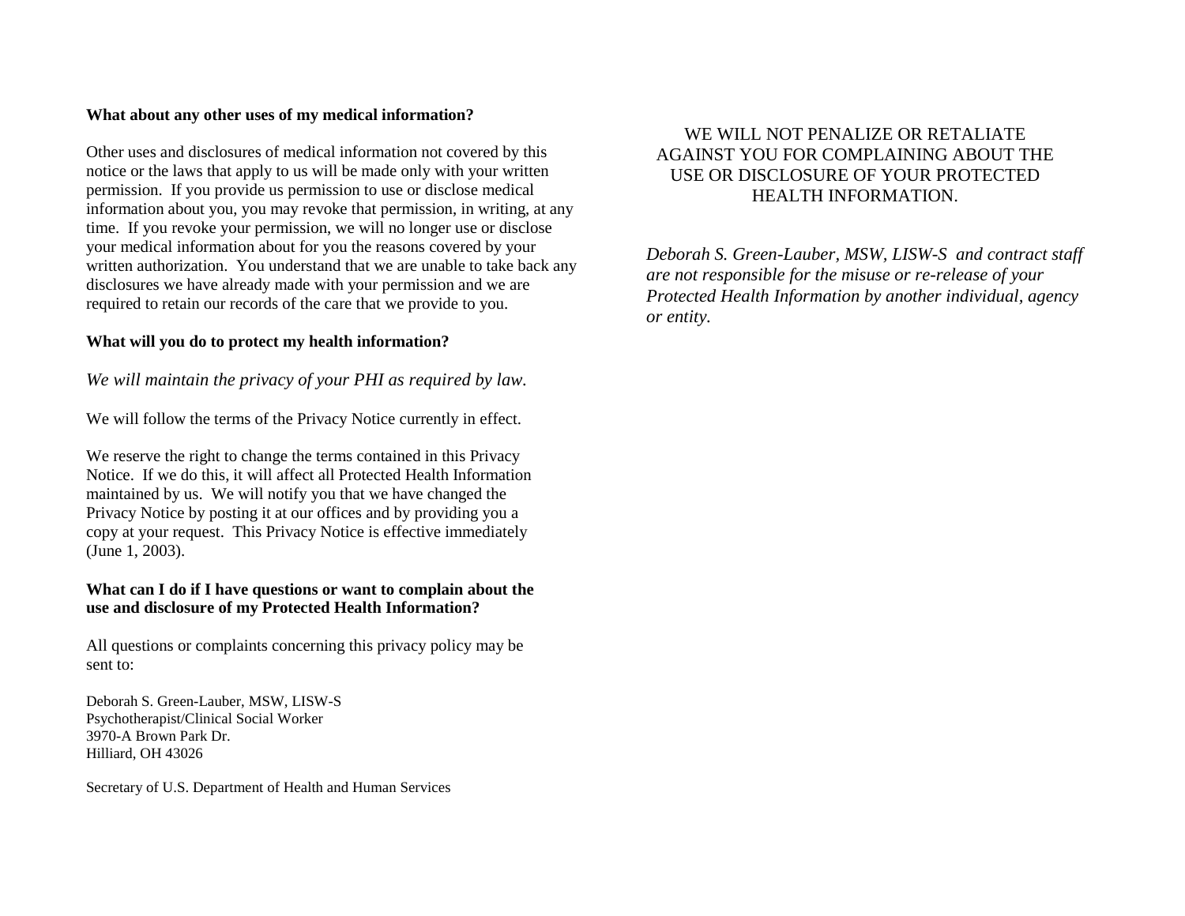**What about any other uses of my medical information?**

Other uses and disclosures of medical information not covered by this notice or the laws that apply to us will be made only with your written permission. If you provide us permission to use or disclose medical information about you, you may revoke that permission, in writing, at any time. If you revoke your permission, we will no longer use or disclose your medical information about for you the reasons covered by your written authorization. You understand that we are unable to take back any disclosures we have already made with your permission and we are required to retain our records of the care that we provide to you.

**What will you do to protect my health information?**

*We will maintain the privacy of your PHI as required by law.*

We will follow the terms of the Privacy Notice currently in effect.

We reserve the right to change the terms contained in this Privacy Notice. If we do this, it will affect all Protected Health Information maintained by us. We will notify you that we have changed the Privacy Notice by posting it at our offices and by providing you a copy at your request. This Privacy Notice is effective immediately (June 1, 2003).

**What can I do if I have questions or want to complain about the use and disclosure of my Protected Health Information?**

All questions or complaints concerning this privacy policy may be sent to:

Deborah S. Green-Lauber, MSW, LISW-S
Psychotherapist/Clinical Social Worker
3970-A Brown Park Dr.
Hilliard, OH 43026

Secretary of U.S. Department of Health and Human Services

WE WILL NOT PENALIZE OR RETALIATE AGAINST YOU FOR COMPLAINING ABOUT THE USE OR DISCLOSURE OF YOUR PROTECTED HEALTH INFORMATION.

*Deborah S. Green-Lauber, MSW, LISW-S and contract staff are not responsible for the misuse or re-release of your Protected Health Information by another individual, agency or entity.*